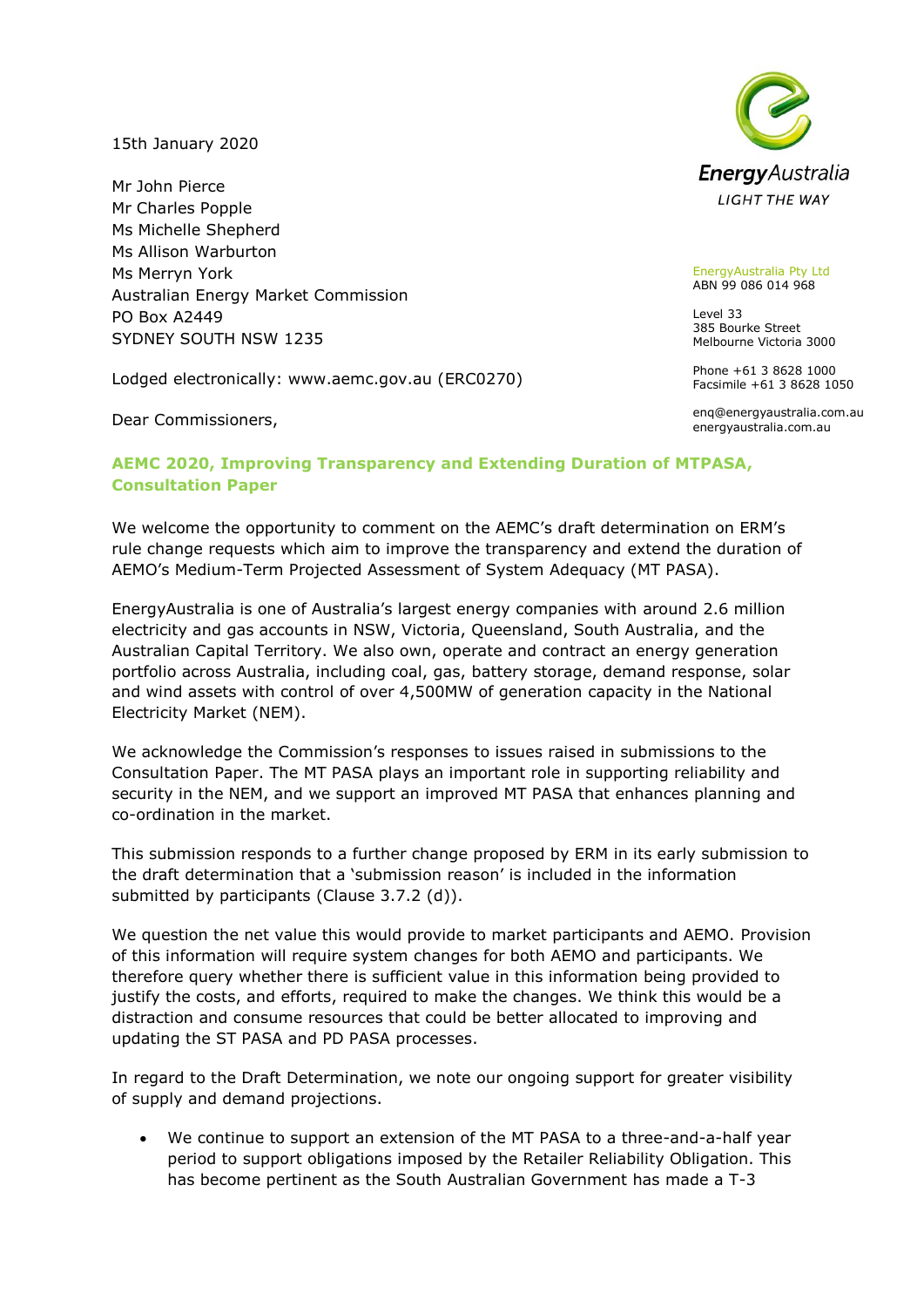15th January 2020

Mr John Pierce
Mr Charles Popple
Ms Michelle Shepherd
Ms Allison Warburton
Ms Merryn York
Australian Energy Market Commission
PO Box A2449
SYDNEY SOUTH NSW 1235

Lodged electronically: www.aemc.gov.au (ERC0270)

EnergyAustralia Pty Ltd
ABN 99 086 014 968

Level 33
385 Bourke Street
Melbourne Victoria 3000

Phone +61 3 8628 1000
Facsimile +61 3 8628 1050

enq@energyaustralia.com.au
energyaustralia.com.au

Dear Commissioners,

## AEMC 2020, Improving Transparency and Extending Duration of MTPASA, Consultation Paper

We welcome the opportunity to comment on the AEMC's draft determination on ERM's rule change requests which aim to improve the transparency and extend the duration of AEMO's Medium-Term Projected Assessment of System Adequacy (MT PASA).

EnergyAustralia is one of Australia's largest energy companies with around 2.6 million electricity and gas accounts in NSW, Victoria, Queensland, South Australia, and the Australian Capital Territory. We also own, operate and contract an energy generation portfolio across Australia, including coal, gas, battery storage, demand response, solar and wind assets with control of over 4,500MW of generation capacity in the National Electricity Market (NEM).

We acknowledge the Commission's responses to issues raised in submissions to the Consultation Paper. The MT PASA plays an important role in supporting reliability and security in the NEM, and we support an improved MT PASA that enhances planning and co-ordination in the market.

This submission responds to a further change proposed by ERM in its early submission to the draft determination that a 'submission reason' is included in the information submitted by participants (Clause 3.7.2 (d)).

We question the net value this would provide to market participants and AEMO. Provision of this information will require system changes for both AEMO and participants. We therefore query whether there is sufficient value in this information being provided to justify the costs, and efforts, required to make the changes. We think this would be a distraction and consume resources that could be better allocated to improving and updating the ST PASA and PD PASA processes.

In regard to the Draft Determination, we note our ongoing support for greater visibility of supply and demand projections.

- We continue to support an extension of the MT PASA to a three-and-a-half year period to support obligations imposed by the Retailer Reliability Obligation. This has become pertinent as the South Australian Government has made a T-3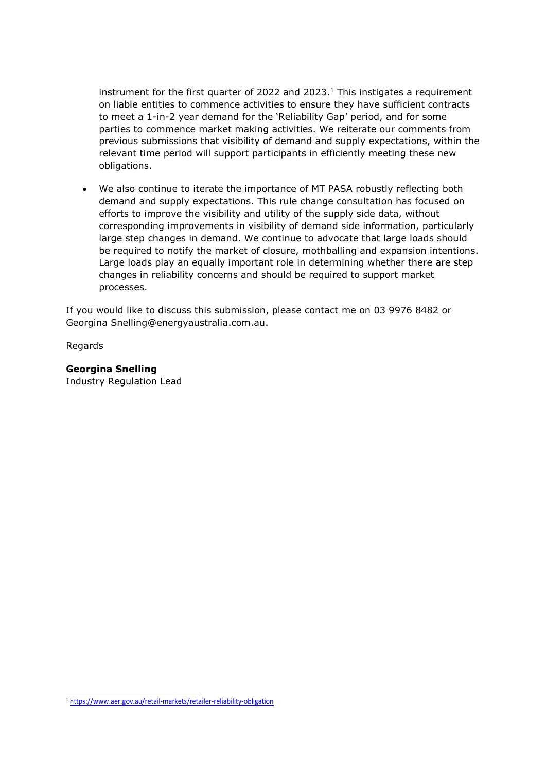instrument for the first quarter of 2022 and 2023.[1] This instigates a requirement on liable entities to commence activities to ensure they have sufficient contracts to meet a 1-in-2 year demand for the 'Reliability Gap' period, and for some parties to commence market making activities. We reiterate our comments from previous submissions that visibility of demand and supply expectations, within the relevant time period will support participants in efficiently meeting these new obligations.

- We also continue to iterate the importance of MT PASA robustly reflecting both demand and supply expectations. This rule change consultation has focused on efforts to improve the visibility and utility of the supply side data, without corresponding improvements in visibility of demand side information, particularly large step changes in demand. We continue to advocate that large loads should be required to notify the market of closure, mothballing and expansion intentions. Large loads play an equally important role in determining whether there are step changes in reliability concerns and should be required to support market processes.

If you would like to discuss this submission, please contact me on 03 9976 8482 or Georgina Snelling@energyaustralia.com.au.

Regards

**Georgina Snelling**
Industry Regulation Lead

[1] https://www.aer.gov.au/retail-markets/retailer-reliability-obligation